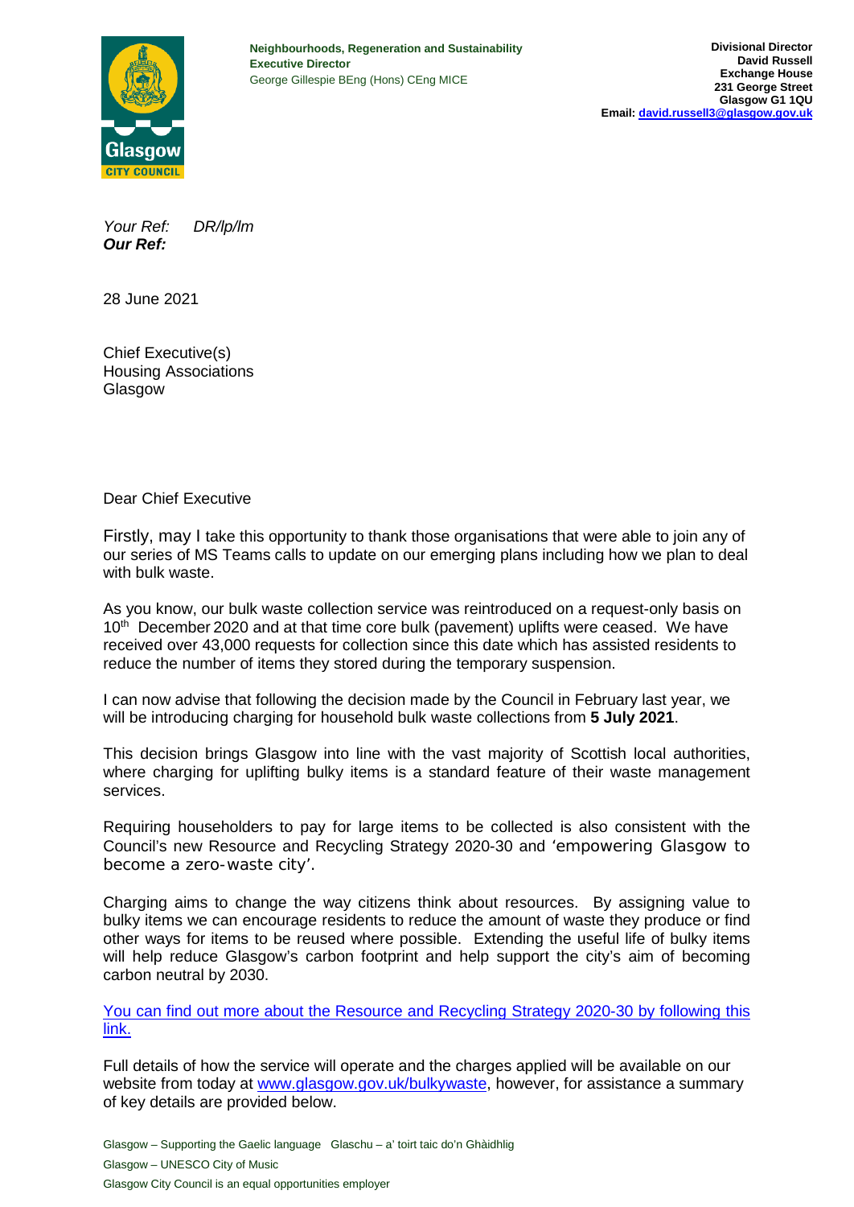**Neighbourhoods, Regeneration and Sustainability**
**Executive Director**
George Gillespie BEng (Hons) CEng MICE

**Divisional Director**
**David Russell**
**Exchange House**
**231 George Street**
**Glasgow G1 1QU**
**Email: [david.russell3@glasgow.gov.uk](mailto:david.russell3@glasgow.gov.uk)**

*Your Ref:* *DR/lp/lm*
***Our Ref:***

28 June 2021

Chief Executive(s)
Housing Associations
Glasgow

Dear Chief Executive

Firstly, may I take this opportunity to thank those organisations that were able to join any of our series of MS Teams calls to update on our emerging plans including how we plan to deal with bulk waste.

As you know, our bulk waste collection service was reintroduced on a request-only basis on 10th December 2020 and at that time core bulk (pavement) uplifts were ceased. We have received over 43,000 requests for collection since this date which has assisted residents to reduce the number of items they stored during the temporary suspension.

I can now advise that following the decision made by the Council in February last year, we will be introducing charging for household bulk waste collections from **5 July 2021**.

This decision brings Glasgow into line with the vast majority of Scottish local authorities, where charging for uplifting bulky items is a standard feature of their waste management services.

Requiring householders to pay for large items to be collected is also consistent with the Council's new Resource and Recycling Strategy 2020-30 and 'empowering Glasgow to become a zero-waste city'.

Charging aims to change the way citizens think about resources. By assigning value to bulky items we can encourage residents to reduce the amount of waste they produce or find other ways for items to be reused where possible. Extending the useful life of bulky items will help reduce Glasgow's carbon footprint and help support the city's aim of becoming carbon neutral by 2030.

You can find out more about the Resource and Recycling Strategy 2020-30 by following this link.

Full details of how the service will operate and the charges applied will be available on our website from today at www.glasgow.gov.uk/bulkywaste, however, for assistance a summary of key details are provided below.

Glasgow – Supporting the Gaelic language Glaschu – a' toirt taic do'n Ghàidhlig
Glasgow – UNESCO City of Music
Glasgow City Council is an equal opportunities employer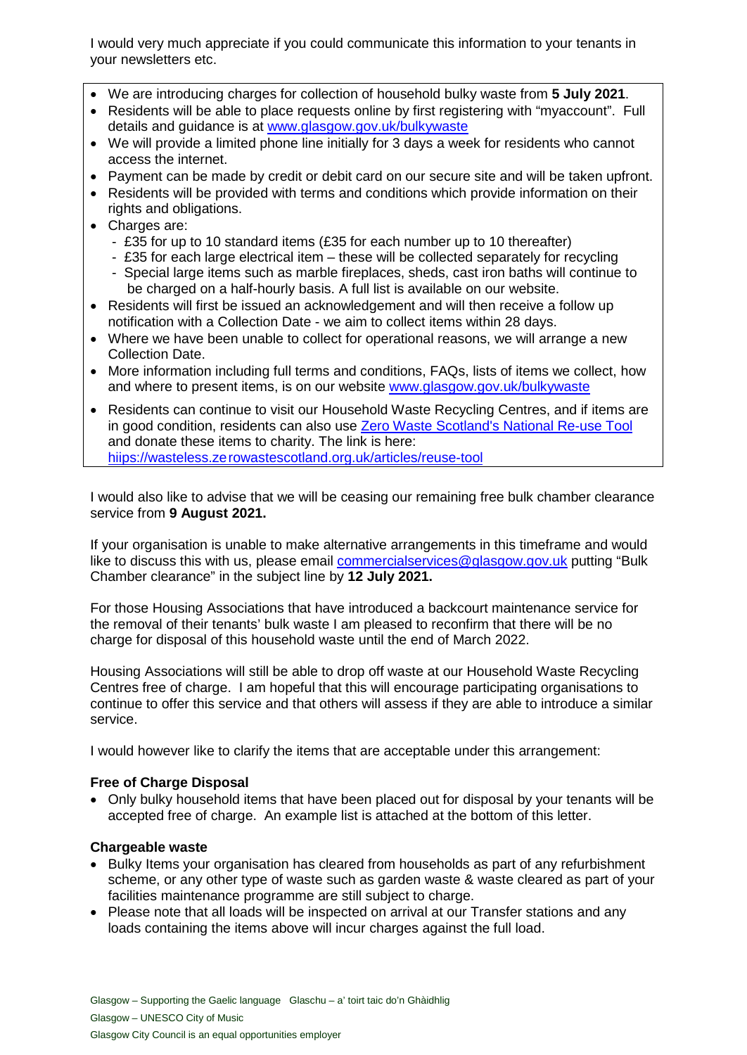I would very much appreciate if you could communicate this information to your tenants in your newsletters etc.

- We are introducing charges for collection of household bulky waste from **5 July 2021**.
- Residents will be able to place requests online by first registering with "myaccount". Full details and guidance is at www.glasgow.gov.uk/bulkywaste
- We will provide a limited phone line initially for 3 days a week for residents who cannot access the internet.
- Payment can be made by credit or debit card on our secure site and will be taken upfront.
- Residents will be provided with terms and conditions which provide information on their rights and obligations.
- Charges are:
  - £35 for up to 10 standard items (£35 for each number up to 10 thereafter)
  - £35 for each large electrical item – these will be collected separately for recycling
  - Special large items such as marble fireplaces, sheds, cast iron baths will continue to be charged on a half-hourly basis. A full list is available on our website.
- Residents will first be issued an acknowledgement and will then receive a follow up notification with a Collection Date - we aim to collect items within 28 days.
- Where we have been unable to collect for operational reasons, we will arrange a new Collection Date.
- More information including full terms and conditions, FAQs, lists of items we collect, how and where to present items, is on our website www.glasgow.gov.uk/bulkywaste
- Residents can continue to visit our Household Waste Recycling Centres, and if items are in good condition, residents can also use Zero Waste Scotland's National Re-use Tool and donate these items to charity. The link is here: hiips://wasteless.zerowastescotland.org.uk/articles/reuse-tool

I would also like to advise that we will be ceasing our remaining free bulk chamber clearance service from **9 August 2021.**

If your organisation is unable to make alternative arrangements in this timeframe and would like to discuss this with us, please email commercialservices@glasgow.gov.uk putting "Bulk Chamber clearance" in the subject line by **12 July 2021.**

For those Housing Associations that have introduced a backcourt maintenance service for the removal of their tenants' bulk waste I am pleased to reconfirm that there will be no charge for disposal of this household waste until the end of March 2022.

Housing Associations will still be able to drop off waste at our Household Waste Recycling Centres free of charge. I am hopeful that this will encourage participating organisations to continue to offer this service and that others will assess if they are able to introduce a similar service.

I would however like to clarify the items that are acceptable under this arrangement:

**Free of Charge Disposal**

- Only bulky household items that have been placed out for disposal by your tenants will be accepted free of charge. An example list is attached at the bottom of this letter.

**Chargeable waste**

- Bulky Items your organisation has cleared from households as part of any refurbishment scheme, or any other type of waste such as garden waste & waste cleared as part of your facilities maintenance programme are still subject to charge.
- Please note that all loads will be inspected on arrival at our Transfer stations and any loads containing the items above will incur charges against the full load.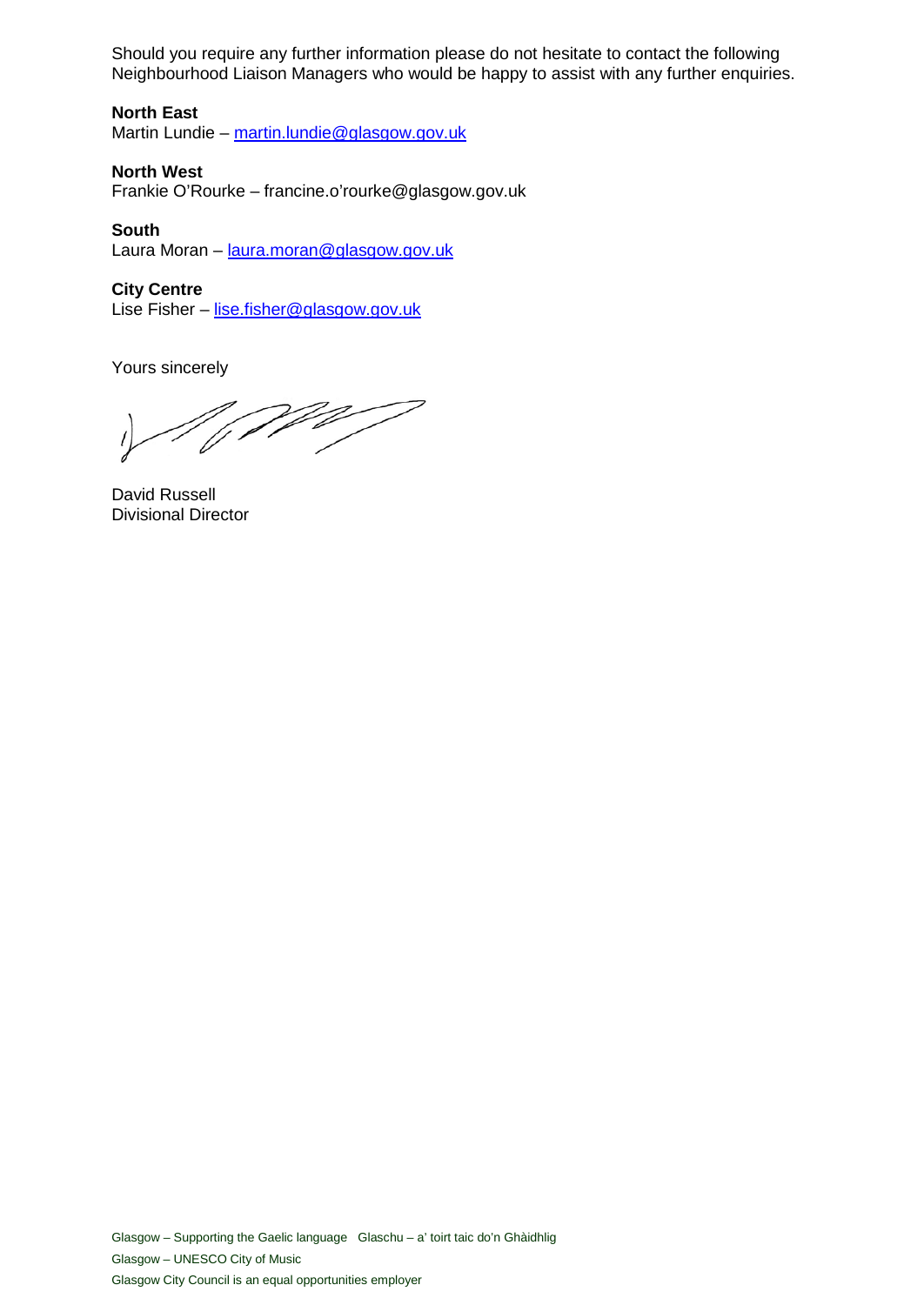Should you require any further information please do not hesitate to contact the following Neighbourhood Liaison Managers who would be happy to assist with any further enquiries.

**North East**
Martin Lundie – martin.lundie@glasgow.gov.uk

**North West**
Frankie O'Rourke – francine.o'rourke@glasgow.gov.uk

**South**
Laura Moran – laura.moran@glasgow.gov.uk

**City Centre**
Lise Fisher – lise.fisher@glasgow.gov.uk

Yours sincerely

David Russell
Divisional Director

Glasgow – Supporting the Gaelic language Glaschu – a' toirt taic do'n Ghàidhlig
Glasgow – UNESCO City of Music
Glasgow City Council is an equal opportunities employer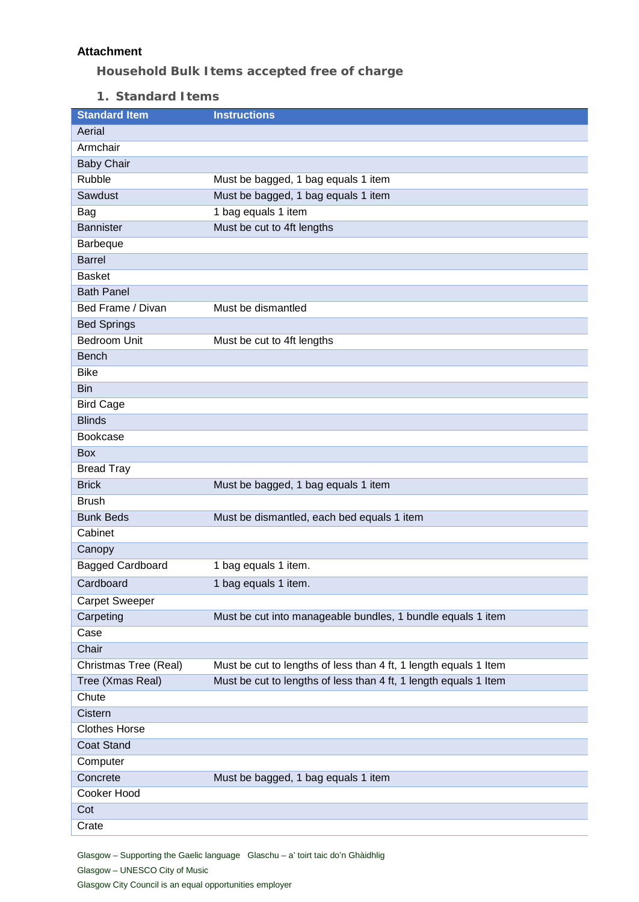**Attachment**

## Household Bulk Items accepted free of charge

### 1. Standard Items

| Standard Item | Instructions |
| --- | --- |
| Aerial | |
| Armchair | |
| Baby Chair | |
| Rubble | Must be bagged, 1 bag equals 1 item |
| Sawdust | Must be bagged, 1 bag equals 1 item |
| Bag | 1 bag equals 1 item |
| Bannister | Must be cut to 4ft lengths |
| Barbeque | |
| Barrel | |
| Basket | |
| Bath Panel | |
| Bed Frame / Divan | Must be dismantled |
| Bed Springs | |
| Bedroom Unit | Must be cut to 4ft lengths |
| Bench | |
| Bike | |
| Bin | |
| Bird Cage | |
| Blinds | |
| Bookcase | |
| Box | |
| Bread Tray | |
| Brick | Must be bagged, 1 bag equals 1 item |
| Brush | |
| Bunk Beds | Must be dismantled, each bed equals 1 item |
| Cabinet | |
| Canopy | |
| Bagged Cardboard | 1 bag equals 1 item. |
| Cardboard | 1 bag equals 1 item. |
| Carpet Sweeper | |
| Carpeting | Must be cut into manageable bundles, 1 bundle equals 1 item |
| Case | |
| Chair | |
| Christmas Tree (Real) | Must be cut to lengths of less than 4 ft, 1 length equals 1 Item |
| Tree (Xmas Real) | Must be cut to lengths of less than 4 ft, 1 length equals 1 Item |
| Chute | |
| Cistern | |
| Clothes Horse | |
| Coat Stand | |
| Computer | |
| Concrete | Must be bagged, 1 bag equals 1 item |
| Cooker Hood | |
| Cot | |
| Crate | |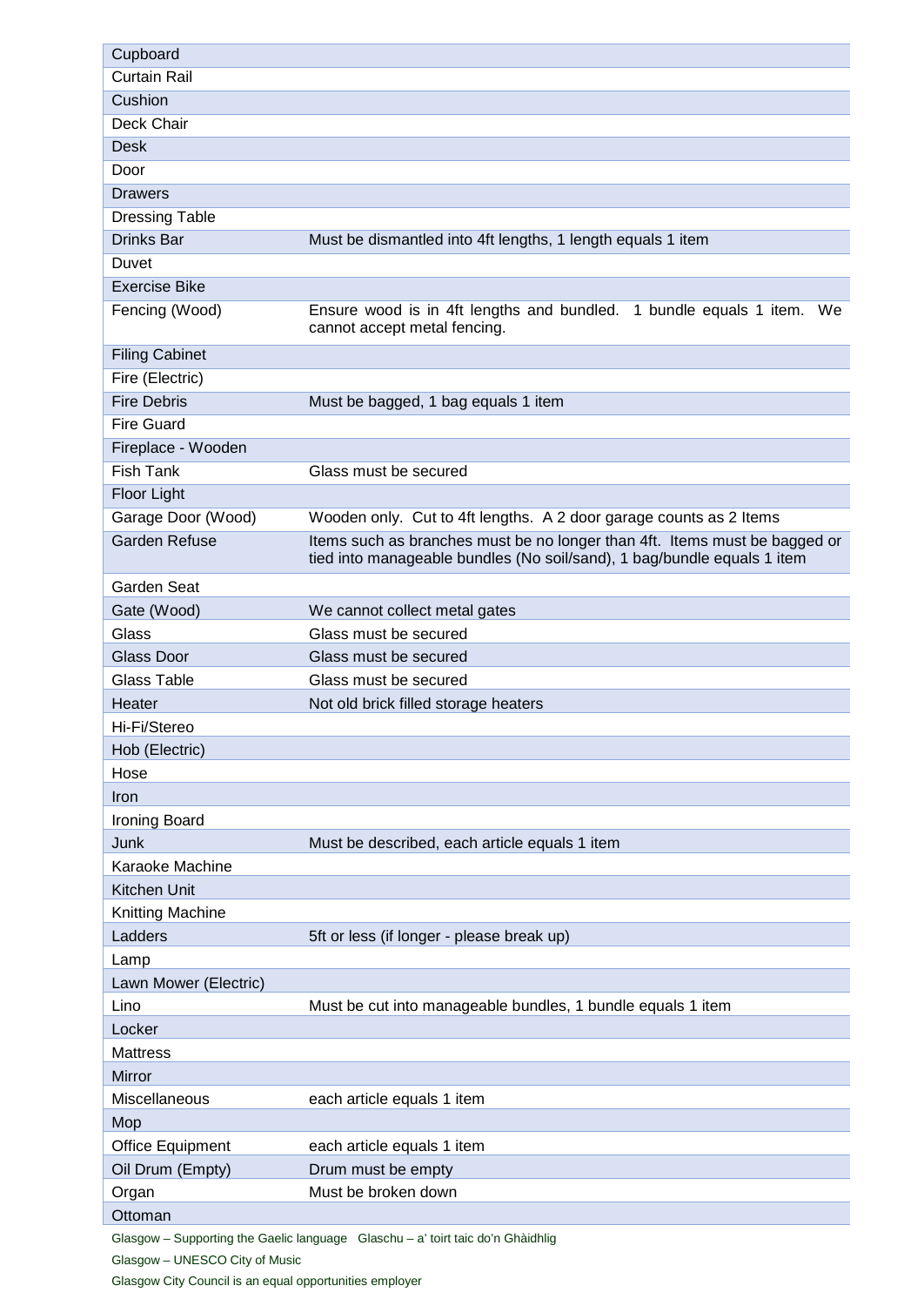| | |
|---|---|
| Cupboard | |
| Curtain Rail | |
| Cushion | |
| Deck Chair | |
| Desk | |
| Door | |
| Drawers | |
| Dressing Table | |
| Drinks Bar | Must be dismantled into 4ft lengths, 1 length equals 1 item |
| Duvet | |
| Exercise Bike | |
| Fencing (Wood) | Ensure wood is in 4ft lengths and bundled. 1 bundle equals 1 item. We cannot accept metal fencing. |
| Filing Cabinet | |
| Fire (Electric) | |
| Fire Debris | Must be bagged, 1 bag equals 1 item |
| Fire Guard | |
| Fireplace - Wooden | |
| Fish Tank | Glass must be secured |
| Floor Light | |
| Garage Door (Wood) | Wooden only. Cut to 4ft lengths. A 2 door garage counts as 2 Items |
| Garden Refuse | Items such as branches must be no longer than 4ft. Items must be bagged or tied into manageable bundles (No soil/sand), 1 bag/bundle equals 1 item |
| Garden Seat | |
| Gate (Wood) | We cannot collect metal gates |
| Glass | Glass must be secured |
| Glass Door | Glass must be secured |
| Glass Table | Glass must be secured |
| Heater | Not old brick filled storage heaters |
| Hi-Fi/Stereo | |
| Hob (Electric) | |
| Hose | |
| Iron | |
| Ironing Board | |
| Junk | Must be described, each article equals 1 item |
| Karaoke Machine | |
| Kitchen Unit | |
| Knitting Machine | |
| Ladders | 5ft or less (if longer - please break up) |
| Lamp | |
| Lawn Mower (Electric) | |
| Lino | Must be cut into manageable bundles, 1 bundle equals 1 item |
| Locker | |
| Mattress | |
| Mirror | |
| Miscellaneous | each article equals 1 item |
| Mop | |
| Office Equipment | each article equals 1 item |
| Oil Drum (Empty) | Drum must be empty |
| Organ | Must be broken down |
| Ottoman | |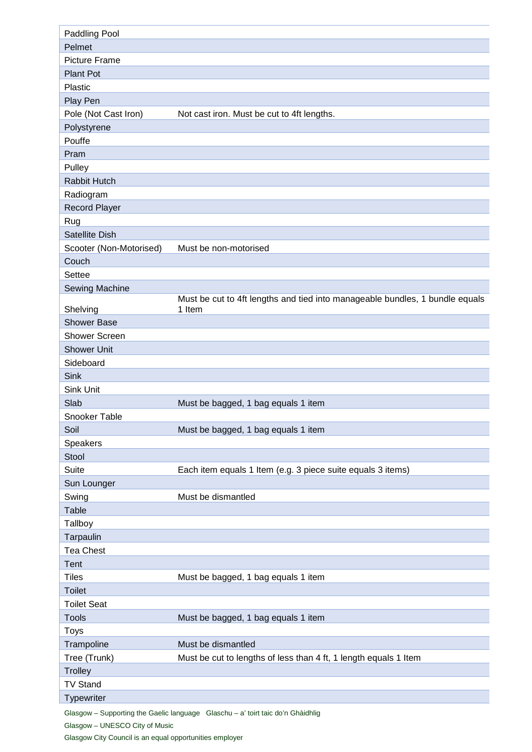| | |
|---|---|
| Paddling Pool | |
| Pelmet | |
| Picture Frame | |
| Plant Pot | |
| Plastic | |
| Play Pen | |
| Pole (Not Cast Iron) | Not cast iron. Must be cut to 4ft lengths. |
| Polystyrene | |
| Pouffe | |
| Pram | |
| Pulley | |
| Rabbit Hutch | |
| Radiogram | |
| Record Player | |
| Rug | |
| Satellite Dish | |
| Scooter (Non-Motorised) | Must be non-motorised |
| Couch | |
| Settee | |
| Sewing Machine | |
| Shelving | Must be cut to 4ft lengths and tied into manageable bundles, 1 bundle equals 1 Item |
| Shower Base | |
| Shower Screen | |
| Shower Unit | |
| Sideboard | |
| Sink | |
| Sink Unit | |
| Slab | Must be bagged, 1 bag equals 1 item |
| Snooker Table | |
| Soil | Must be bagged, 1 bag equals 1 item |
| Speakers | |
| Stool | |
| Suite | Each item equals 1 Item (e.g. 3 piece suite equals 3 items) |
| Sun Lounger | |
| Swing | Must be dismantled |
| Table | |
| Tallboy | |
| Tarpaulin | |
| Tea Chest | |
| Tent | |
| Tiles | Must be bagged, 1 bag equals 1 item |
| Toilet | |
| Toilet Seat | |
| Tools | Must be bagged, 1 bag equals 1 item |
| Toys | |
| Trampoline | Must be dismantled |
| Tree (Trunk) | Must be cut to lengths of less than 4 ft, 1 length equals 1 Item |
| Trolley | |
| TV Stand | |
| Typewriter | |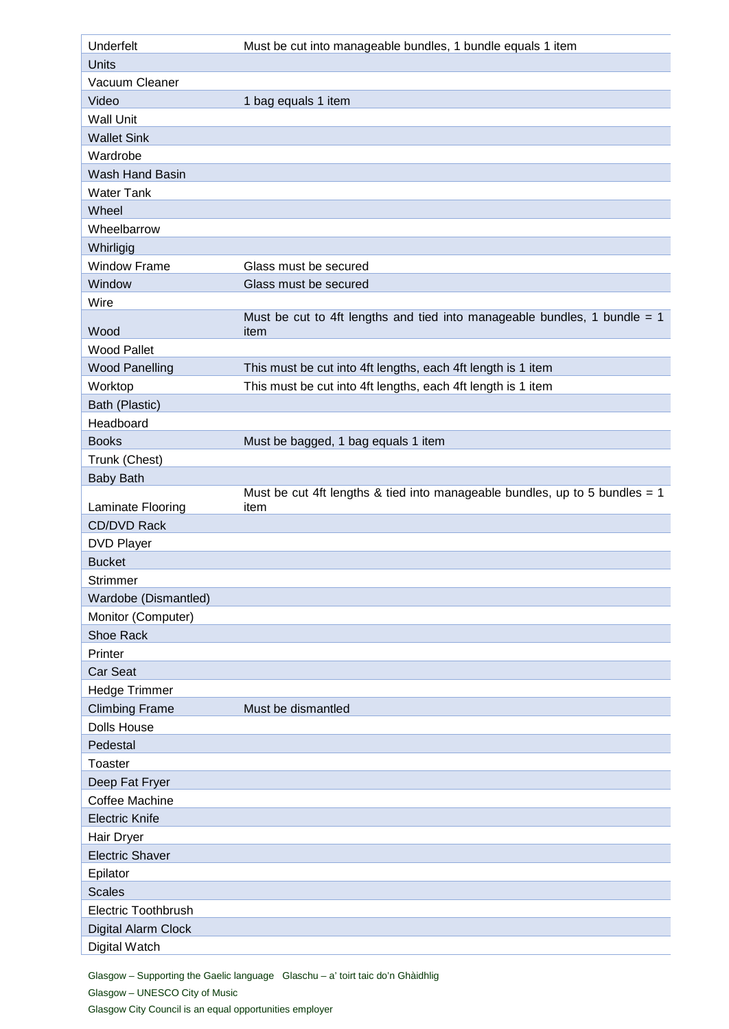| | |
|---|---|
| Underfelt | Must be cut into manageable bundles, 1 bundle equals 1 item |
| Units | |
| Vacuum Cleaner | |
| Video | 1 bag equals 1 item |
| Wall Unit | |
| Wallet Sink | |
| Wardrobe | |
| Wash Hand Basin | |
| Water Tank | |
| Wheel | |
| Wheelbarrow | |
| Whirligig | |
| Window Frame | Glass must be secured |
| Window | Glass must be secured |
| Wire | |
| Wood | Must be cut to 4ft lengths and tied into manageable bundles, 1 bundle = 1 item |
| Wood Pallet | |
| Wood Panelling | This must be cut into 4ft lengths, each 4ft length is 1 item |
| Worktop | This must be cut into 4ft lengths, each 4ft length is 1 item |
| Bath (Plastic) | |
| Headboard | |
| Books | Must be bagged, 1 bag equals 1 item |
| Trunk (Chest) | |
| Baby Bath | |
| Laminate Flooring | Must be cut 4ft lengths & tied into manageable bundles, up to 5 bundles = 1 item |
| CD/DVD Rack | |
| DVD Player | |
| Bucket | |
| Strimmer | |
| Wardobe (Dismantled) | |
| Monitor (Computer) | |
| Shoe Rack | |
| Printer | |
| Car Seat | |
| Hedge Trimmer | |
| Climbing Frame | Must be dismantled |
| Dolls House | |
| Pedestal | |
| Toaster | |
| Deep Fat Fryer | |
| Coffee Machine | |
| Electric Knife | |
| Hair Dryer | |
| Electric Shaver | |
| Epilator | |
| Scales | |
| Electric Toothbrush | |
| Digital Alarm Clock | |
| Digital Watch | |

Glasgow – Supporting the Gaelic language   Glaschu – a' toirt taic do'n Ghàidhlig

Glasgow – UNESCO City of Music

Glasgow City Council is an equal opportunities employer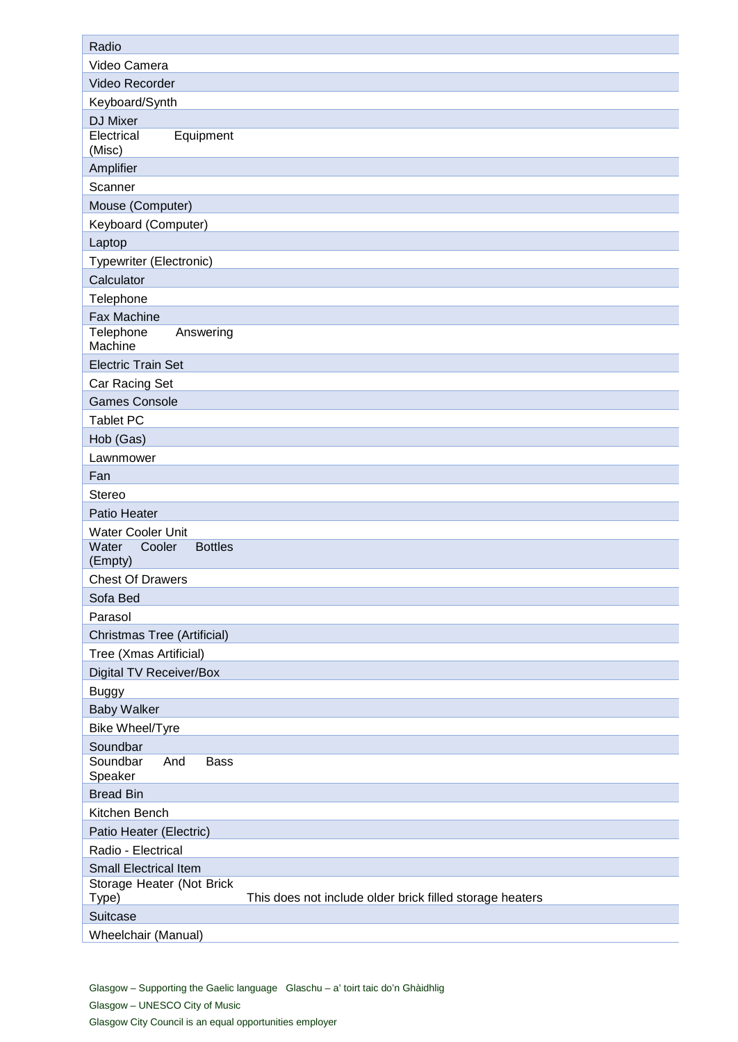| | |
|---|---|
| Radio | |
| Video Camera | |
| Video Recorder | |
| Keyboard/Synth | |
| DJ Mixer | |
| Electrical Equipment (Misc) | |
| Amplifier | |
| Scanner | |
| Mouse (Computer) | |
| Keyboard (Computer) | |
| Laptop | |
| Typewriter (Electronic) | |
| Calculator | |
| Telephone | |
| Fax Machine | |
| Telephone Answering Machine | |
| Electric Train Set | |
| Car Racing Set | |
| Games Console | |
| Tablet PC | |
| Hob (Gas) | |
| Lawnmower | |
| Fan | |
| Stereo | |
| Patio Heater | |
| Water Cooler Unit | |
| Water Cooler Bottles (Empty) | |
| Chest Of Drawers | |
| Sofa Bed | |
| Parasol | |
| Christmas Tree (Artificial) | |
| Tree (Xmas Artificial) | |
| Digital TV Receiver/Box | |
| Buggy | |
| Baby Walker | |
| Bike Wheel/Tyre | |
| Soundbar | |
| Soundbar And Bass Speaker | |
| Bread Bin | |
| Kitchen Bench | |
| Patio Heater (Electric) | |
| Radio - Electrical | |
| Small Electrical Item | |
| Storage Heater (Not Brick Type) | This does not include older brick filled storage heaters |
| Suitcase | |
| Wheelchair (Manual) | |

Glasgow – Supporting the Gaelic language Glaschu – a' toirt taic do'n Ghàidhlig

Glasgow – UNESCO City of Music

Glasgow City Council is an equal opportunities employer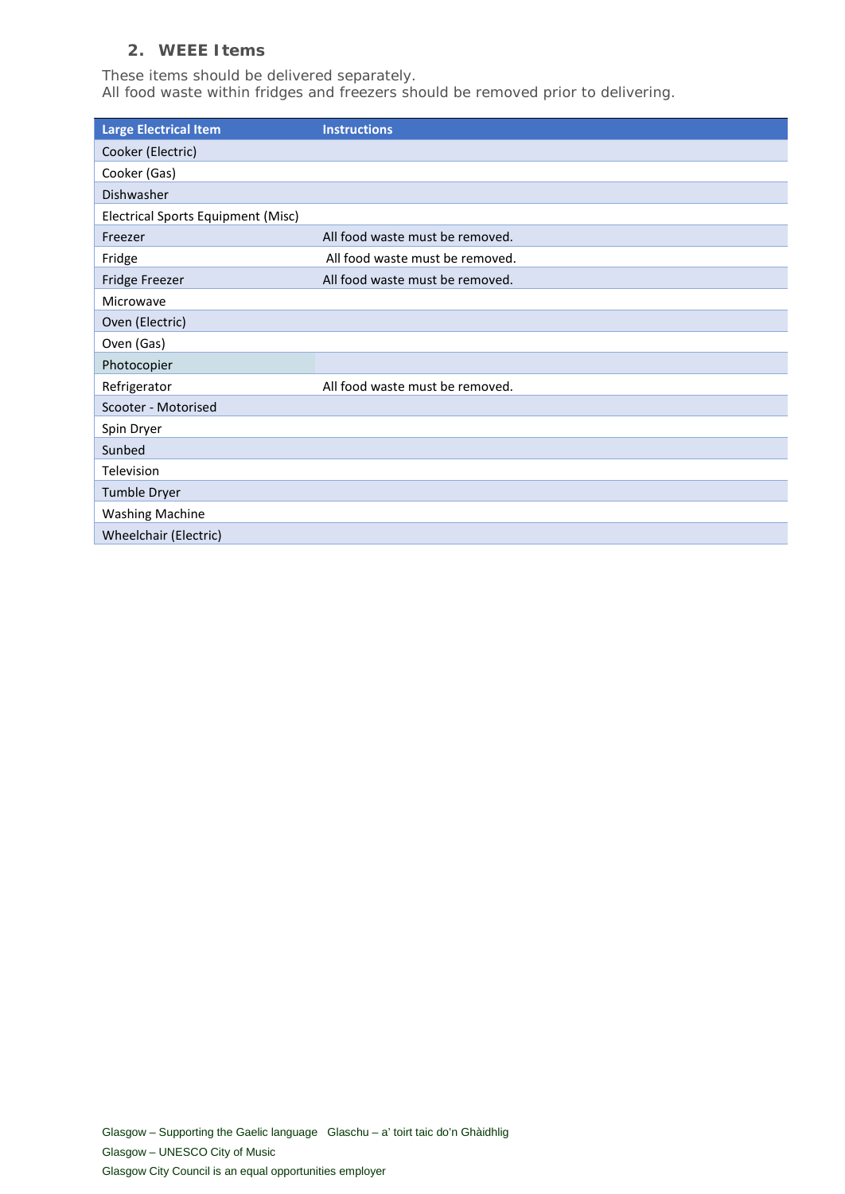## 2. WEEE Items

These items should be delivered separately.
All food waste within fridges and freezers should be removed prior to delivering.

| Large Electrical Item | Instructions |
|---|---|
| Cooker (Electric) | |
| Cooker (Gas) | |
| Dishwasher | |
| Electrical Sports Equipment (Misc) | |
| Freezer | All food waste must be removed. |
| Fridge | All food waste must be removed. |
| Fridge Freezer | All food waste must be removed. |
| Microwave | |
| Oven (Electric) | |
| Oven (Gas) | |
| Photocopier | |
| Refrigerator | All food waste must be removed. |
| Scooter - Motorised | |
| Spin Dryer | |
| Sunbed | |
| Television | |
| Tumble Dryer | |
| Washing Machine | |
| Wheelchair (Electric) | |